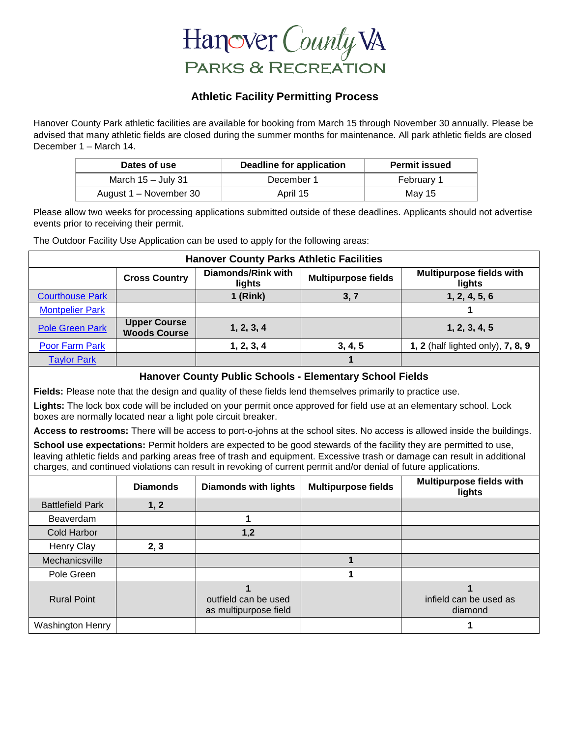# Hanover County VA
## PARKS & RECREATION

### Athletic Facility Permitting Process

Hanover County Park athletic facilities are available for booking from March 15 through November 30 annually. Please be advised that many athletic fields are closed during the summer months for maintenance. All park athletic fields are closed December 1 – March 14.

| Dates of use | Deadline for application | Permit issued |
|---|---|---|
| March 15 – July 31 | December 1 | February 1 |
| August 1 – November 30 | April 15 | May 15 |

Please allow two weeks for processing applications submitted outside of these deadlines. Applicants should not advertise events prior to receiving their permit.

The Outdoor Facility Use Application can be used to apply for the following areas:

**Hanover County Parks Athletic Facilities**

| | Cross Country | Diamonds/Rink with lights | Multipurpose fields | Multipurpose fields with lights |
|---|---|---|---|---|
| Courthouse Park | | **1 (Rink)** | **3, 7** | **1, 2, 4, 5, 6** |
| Montpelier Park | | | | **1** |
| Pole Green Park | **Upper Course Woods Course** | **1, 2, 3, 4** | | **1, 2, 3, 4, 5** |
| Poor Farm Park | | **1, 2, 3, 4** | **3, 4, 5** | **1, 2** (half lighted only), **7, 8, 9** |
| Taylor Park | | | **1** | |

**Hanover County Public Schools - Elementary School Fields**

**Fields:** Please note that the design and quality of these fields lend themselves primarily to practice use.

**Lights:** The lock box code will be included on your permit once approved for field use at an elementary school. Lock boxes are normally located near a light pole circuit breaker.

**Access to restrooms:** There will be access to port-o-johns at the school sites. No access is allowed inside the buildings.

**School use expectations:** Permit holders are expected to be good stewards of the facility they are permitted to use, leaving athletic fields and parking areas free of trash and equipment. Excessive trash or damage can result in additional charges, and continued violations can result in revoking of current permit and/or denial of future applications.

| | Diamonds | Diamonds with lights | Multipurpose fields | Multipurpose fields with lights |
|---|---|---|---|---|
| Battlefield Park | **1, 2** | | | |
| Beaverdam | | **1** | | |
| Cold Harbor | | **1,2** | | |
| Henry Clay | **2, 3** | | | |
| Mechanicsville | | | **1** | |
| Pole Green | | | **1** | |
| Rural Point | | **1** outfield can be used as multipurpose field | | **1** infield can be used as diamond |
| Washington Henry | | | | **1** |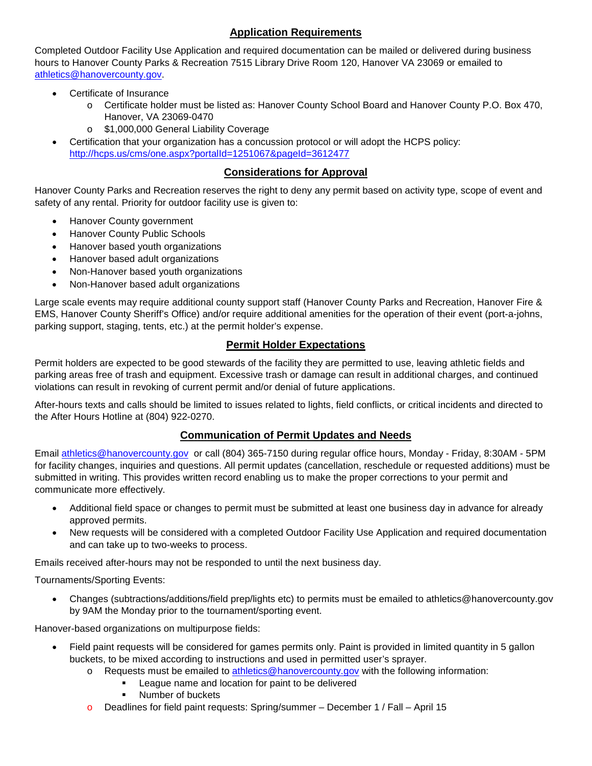## Application Requirements

Completed Outdoor Facility Use Application and required documentation can be mailed or delivered during business hours to Hanover County Parks & Recreation 7515 Library Drive Room 120, Hanover VA 23069 or emailed to athletics@hanovercounty.gov.

- Certificate of Insurance
  - Certificate holder must be listed as: Hanover County School Board and Hanover County P.O. Box 470, Hanover, VA 23069-0470
  - $1,000,000 General Liability Coverage
- Certification that your organization has a concussion protocol or will adopt the HCPS policy: http://hcps.us/cms/one.aspx?portalId=1251067&pageId=3612477

## Considerations for Approval

Hanover County Parks and Recreation reserves the right to deny any permit based on activity type, scope of event and safety of any rental. Priority for outdoor facility use is given to:

- Hanover County government
- Hanover County Public Schools
- Hanover based youth organizations
- Hanover based adult organizations
- Non-Hanover based youth organizations
- Non-Hanover based adult organizations

Large scale events may require additional county support staff (Hanover County Parks and Recreation, Hanover Fire & EMS, Hanover County Sheriff's Office) and/or require additional amenities for the operation of their event (port-a-johns, parking support, staging, tents, etc.) at the permit holder's expense.

## Permit Holder Expectations

Permit holders are expected to be good stewards of the facility they are permitted to use, leaving athletic fields and parking areas free of trash and equipment. Excessive trash or damage can result in additional charges, and continued violations can result in revoking of current permit and/or denial of future applications.

After-hours texts and calls should be limited to issues related to lights, field conflicts, or critical incidents and directed to the After Hours Hotline at (804) 922-0270.

## Communication of Permit Updates and Needs

Email athletics@hanovercounty.gov or call (804) 365-7150 during regular office hours, Monday - Friday, 8:30AM - 5PM for facility changes, inquiries and questions. All permit updates (cancellation, reschedule or requested additions) must be submitted in writing. This provides written record enabling us to make the proper corrections to your permit and communicate more effectively.

- Additional field space or changes to permit must be submitted at least one business day in advance for already approved permits.
- New requests will be considered with a completed Outdoor Facility Use Application and required documentation and can take up to two-weeks to process.

Emails received after-hours may not be responded to until the next business day.

Tournaments/Sporting Events:

- Changes (subtractions/additions/field prep/lights etc) to permits must be emailed to athletics@hanovercounty.gov by 9AM the Monday prior to the tournament/sporting event.

Hanover-based organizations on multipurpose fields:

- Field paint requests will be considered for games permits only. Paint is provided in limited quantity in 5 gallon buckets, to be mixed according to instructions and used in permitted user's sprayer.
  - Requests must be emailed to athletics@hanovercounty.gov with the following information:
    - League name and location for paint to be delivered
    - Number of buckets
  - Deadlines for field paint requests: Spring/summer – December 1 / Fall – April 15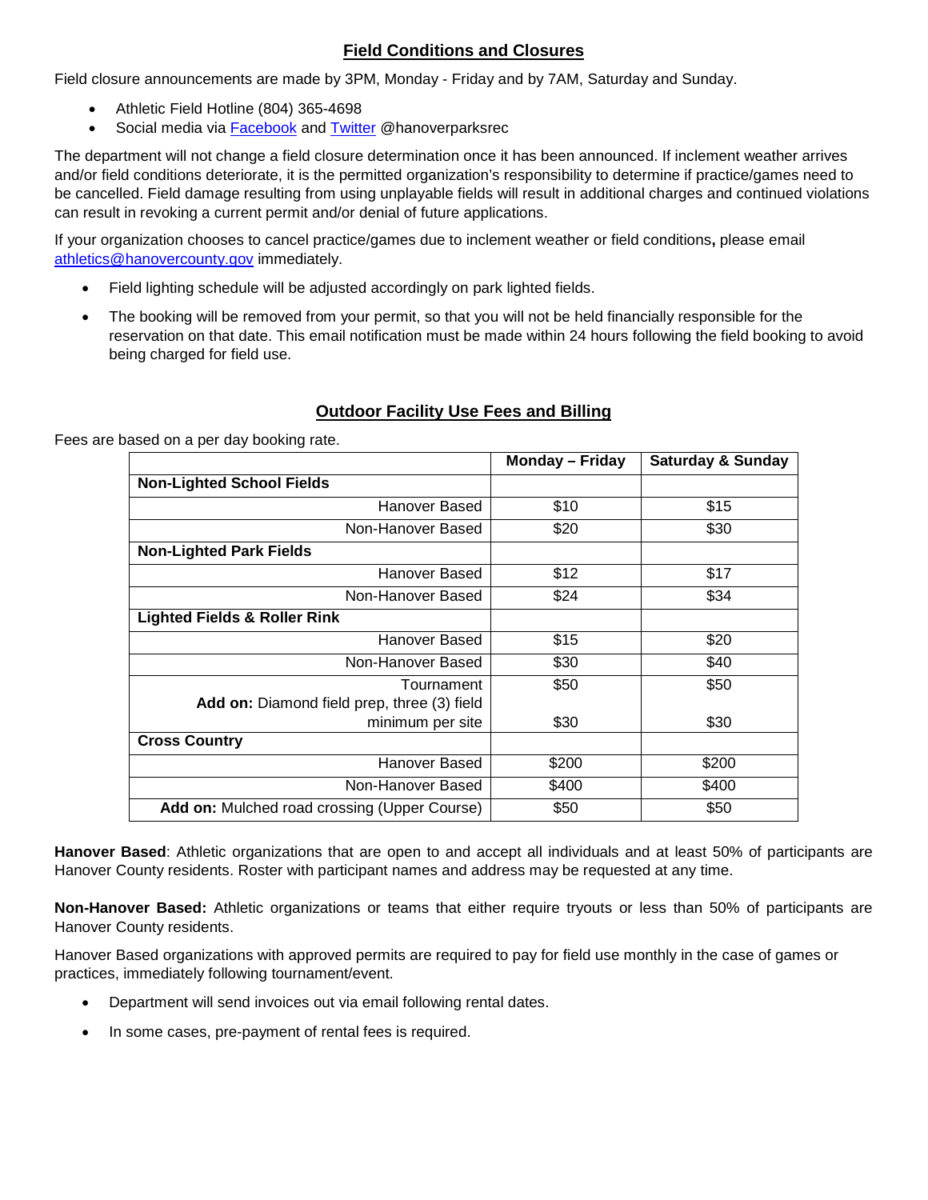## Field Conditions and Closures

Field closure announcements are made by 3PM, Monday - Friday and by 7AM, Saturday and Sunday.

- Athletic Field Hotline (804) 365-4698
- Social media via Facebook and Twitter @hanoverparksrec

The department will not change a field closure determination once it has been announced. If inclement weather arrives and/or field conditions deteriorate, it is the permitted organization's responsibility to determine if practice/games need to be cancelled. Field damage resulting from using unplayable fields will result in additional charges and continued violations can result in revoking a current permit and/or denial of future applications.

If your organization chooses to cancel practice/games due to inclement weather or field conditions**,** please email athletics@hanovercounty.gov immediately.

- Field lighting schedule will be adjusted accordingly on park lighted fields.
- The booking will be removed from your permit, so that you will not be held financially responsible for the reservation on that date. This email notification must be made within 24 hours following the field booking to avoid being charged for field use.

## Outdoor Facility Use Fees and Billing

Fees are based on a per day booking rate.

| | Monday – Friday | Saturday & Sunday |
|---|---|---|
| **Non-Lighted School Fields** | | |
| Hanover Based | $10 | $15 |
| Non-Hanover Based | $20 | $30 |
| **Non-Lighted Park Fields** | | |
| Hanover Based | $12 | $17 |
| Non-Hanover Based | $24 | $34 |
| **Lighted Fields & Roller Rink** | | |
| Hanover Based | $15 | $20 |
| Non-Hanover Based | $30 | $40 |
| Tournament | $50 | $50 |
| **Add on:** Diamond field prep, three (3) field minimum per site | $30 | $30 |
| **Cross Country** | | |
| Hanover Based | $200 | $200 |
| Non-Hanover Based | $400 | $400 |
| **Add on:** Mulched road crossing (Upper Course) | $50 | $50 |

**Hanover Based**: Athletic organizations that are open to and accept all individuals and at least 50% of participants are Hanover County residents. Roster with participant names and address may be requested at any time.

**Non-Hanover Based:** Athletic organizations or teams that either require tryouts or less than 50% of participants are Hanover County residents.

Hanover Based organizations with approved permits are required to pay for field use monthly in the case of games or practices, immediately following tournament/event.

- Department will send invoices out via email following rental dates.
- In some cases, pre-payment of rental fees is required.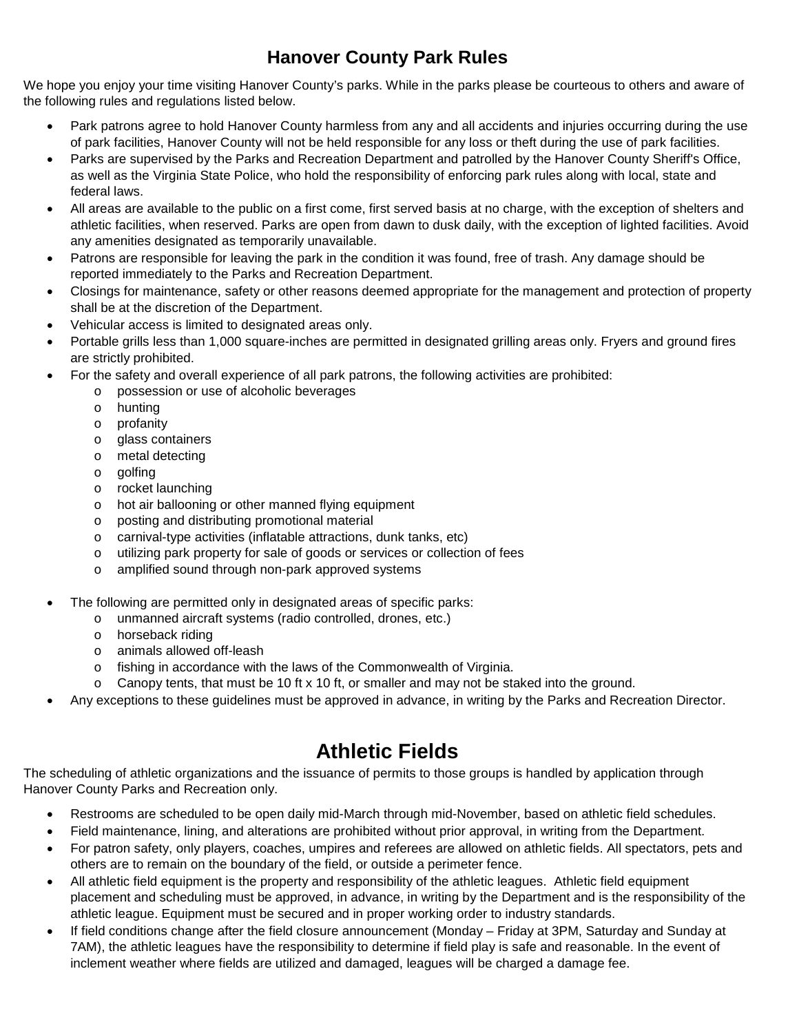# Hanover County Park Rules

We hope you enjoy your time visiting Hanover County's parks. While in the parks please be courteous to others and aware of the following rules and regulations listed below.

- Park patrons agree to hold Hanover County harmless from any and all accidents and injuries occurring during the use of park facilities, Hanover County will not be held responsible for any loss or theft during the use of park facilities.
- Parks are supervised by the Parks and Recreation Department and patrolled by the Hanover County Sheriff's Office, as well as the Virginia State Police, who hold the responsibility of enforcing park rules along with local, state and federal laws.
- All areas are available to the public on a first come, first served basis at no charge, with the exception of shelters and athletic facilities, when reserved. Parks are open from dawn to dusk daily, with the exception of lighted facilities. Avoid any amenities designated as temporarily unavailable.
- Patrons are responsible for leaving the park in the condition it was found, free of trash. Any damage should be reported immediately to the Parks and Recreation Department.
- Closings for maintenance, safety or other reasons deemed appropriate for the management and protection of property shall be at the discretion of the Department.
- Vehicular access is limited to designated areas only.
- Portable grills less than 1,000 square-inches are permitted in designated grilling areas only. Fryers and ground fires are strictly prohibited.
- For the safety and overall experience of all park patrons, the following activities are prohibited:
  - possession or use of alcoholic beverages
  - hunting
  - profanity
  - glass containers
  - metal detecting
  - golfing
  - rocket launching
  - hot air ballooning or other manned flying equipment
  - posting and distributing promotional material
  - carnival-type activities (inflatable attractions, dunk tanks, etc)
  - utilizing park property for sale of goods or services or collection of fees
  - amplified sound through non-park approved systems
- The following are permitted only in designated areas of specific parks:
  - unmanned aircraft systems (radio controlled, drones, etc.)
  - horseback riding
  - animals allowed off-leash
  - fishing in accordance with the laws of the Commonwealth of Virginia.
  - Canopy tents, that must be 10 ft x 10 ft, or smaller and may not be staked into the ground.
- Any exceptions to these guidelines must be approved in advance, in writing by the Parks and Recreation Director.

# Athletic Fields

The scheduling of athletic organizations and the issuance of permits to those groups is handled by application through Hanover County Parks and Recreation only.

- Restrooms are scheduled to be open daily mid-March through mid-November, based on athletic field schedules.
- Field maintenance, lining, and alterations are prohibited without prior approval, in writing from the Department.
- For patron safety, only players, coaches, umpires and referees are allowed on athletic fields. All spectators, pets and others are to remain on the boundary of the field, or outside a perimeter fence.
- All athletic field equipment is the property and responsibility of the athletic leagues. Athletic field equipment placement and scheduling must be approved, in advance, in writing by the Department and is the responsibility of the athletic league. Equipment must be secured and in proper working order to industry standards.
- If field conditions change after the field closure announcement (Monday – Friday at 3PM, Saturday and Sunday at 7AM), the athletic leagues have the responsibility to determine if field play is safe and reasonable. In the event of inclement weather where fields are utilized and damaged, leagues will be charged a damage fee.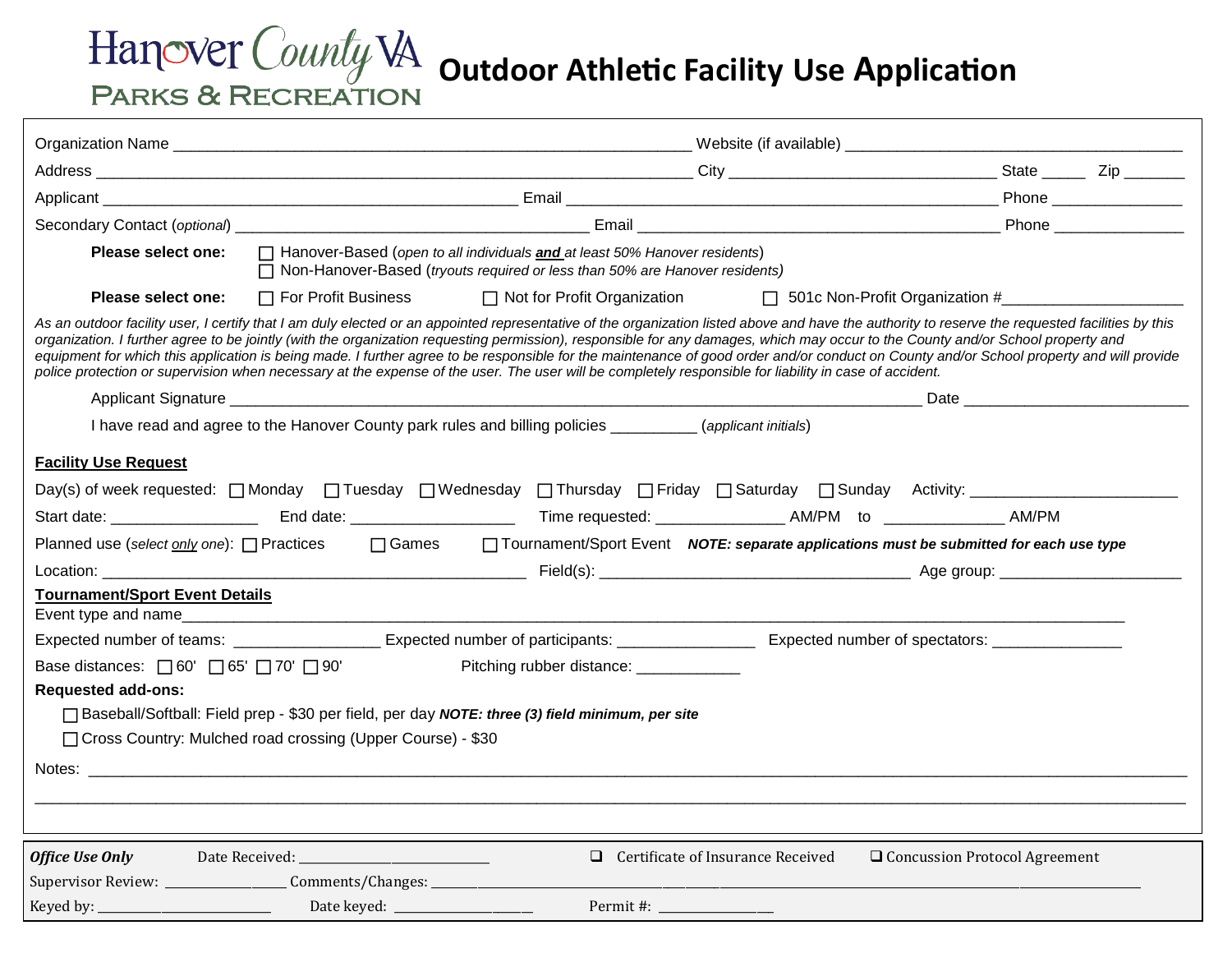Hanover County VA
PARKS & RECREATION

# Outdoor Athletic Facility Use Application

Organization Name ____________________________________________________________ Website (if available) ______________________________________

Address ______________________________________________________________________ City ______________________________ State _____ Zip _______

Applicant _______________________________________________ Email __________________________________________________ Phone _______________

Secondary Contact (*optional*) _______________________________________ Email __________________________________________ Phone _______________

**Please select one:** ☐ Hanover-Based (*open to all individuals* ***and*** *at least 50% Hanover residents*)
☐ Non-Hanover-Based (*tryouts required or less than 50% are Hanover residents*)

**Please select one:** ☐ For Profit Business ☐ Not for Profit Organization ☐ 501c Non-Profit Organization #____________________

*As an outdoor facility user, I certify that I am duly elected or an appointed representative of the organization listed above and have the authority to reserve the requested facilities by this organization. I further agree to be jointly (with the organization requesting permission), responsible for any damages, which may occur to the County and/or School property and equipment for which this application is being made. I further agree to be responsible for the maintenance of good order and/or conduct on County and/or School property and will provide police protection or supervision when necessary at the expense of the user. The user will be completely responsible for liability in case of accident.*

Applicant Signature ________________________________________________________________________________ Date _________________________

I have read and agree to the Hanover County park rules and billing policies __________ (*applicant initials*)

**Facility Use Request**

Day(s) of week requested: ☐ Monday ☐ Tuesday ☐ Wednesday ☐ Thursday ☐ Friday ☐ Saturday ☐ Sunday Activity: ________________________

Start date: ________________ End date: ___________________ Time requested: _______________ AM/PM to ______________ AM/PM

Planned use (*select only one*): ☐ Practices ☐ Games ☐ Tournament/Sport Event ***NOTE: separate applications must be submitted for each use type***

Location: ____________________________________________ Field(s): ____________________________________ Age group: _____________________

**Tournament/Sport Event Details**

Event type and name_____________________________________________________________________________________________________________

Expected number of teams: ________________ Expected number of participants: ________________ Expected number of spectators: _______________

Base distances: ☐ 60' ☐ 65' ☐ 70' ☐ 90' Pitching rubber distance: ____________

**Requested add-ons:**

☐ Baseball/Softball: Field prep - $30 per field, per day ***NOTE: three (3) field minimum, per site***

☐ Cross Country: Mulched road crossing (Upper Course) - $30

Notes: ______________________________________________________________________________________________________________________________

_____________________________________________________________________________________________________________________________________

***Office Use Only*** Date Received: ____________________________ ☐ Certificate of Insurance Received ☐ Concussion Protocol Agreement

Supervisor Review: ________________ Comments/Changes: ________________________________________________________________________________

Keyed by: _________________________ Date keyed: ____________________ Permit #: ________________